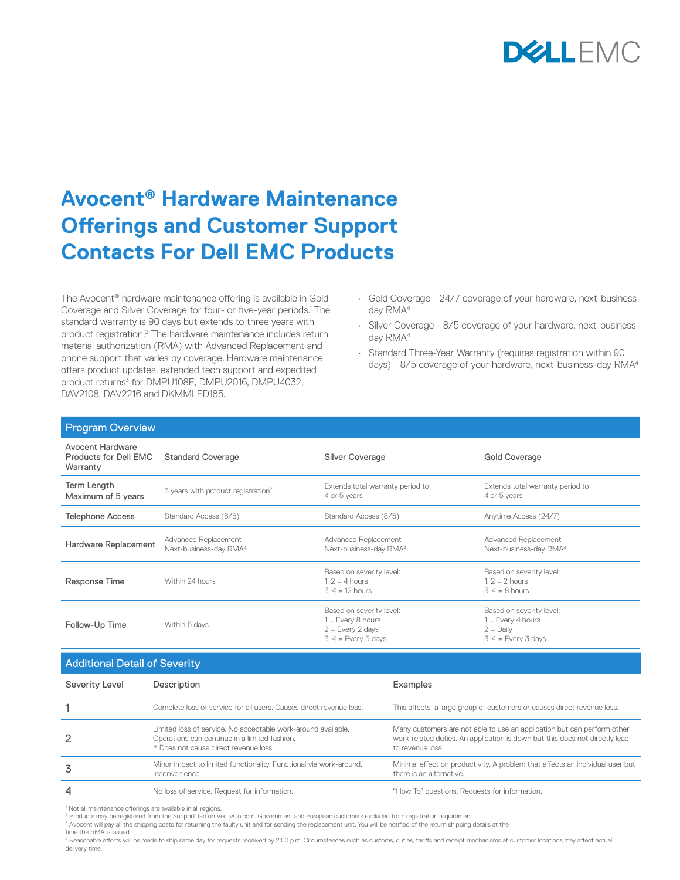# Avocent® Hardware Maintenance Offerings and Customer Support Contacts For Dell EMC Products

The Avocent® hardware maintenance offering is available in Gold Coverage and Silver Coverage for four- or five-year periods.[1] The standard warranty is 90 days but extends to three years with product registration.[2] The hardware maintenance includes return material authorization (RMA) with Advanced Replacement and phone support that varies by coverage. Hardware maintenance offers product updates, extended tech support and expedited product returns[3] for DMPU108E, DMPU2016, DMPU4032, DAV2108, DAV2216 and DKMMLED185.

- Gold Coverage - 24/7 coverage of your hardware, next-business-day RMA[4]
- Silver Coverage - 8/5 coverage of your hardware, next-business-day RMA[4]
- Standard Three-Year Warranty (requires registration within 90 days) - 8/5 coverage of your hardware, next-business-day RMA[4]

## Program Overview

| Avocent Hardware Products for Dell EMC Warranty | Standard Coverage | Silver Coverage | Gold Coverage |
|---|---|---|---|
| Term Length Maximum of 5 years | 3 years with product registration[2] | Extends total warranty period to 4 or 5 years | Extends total warranty period to 4 or 5 years |
| Telephone Access | Standard Access (8/5) | Standard Access (8/5) | Anytime Access (24/7) |
| Hardware Replacement | Advanced Replacement - Next-business-day RMA[4] | Advanced Replacement - Next-business-day RMA[4] | Advanced Replacement - Next-business-day RMA[4] |
| Response Time | Within 24 hours | Based on severity level:<br>1, 2 = 4 hours<br>3, 4 = 12 hours | Based on severity level:<br>1, 2 = 2 hours<br>3, 4 = 8 hours |
| Follow-Up Time | Within 5 days | Based on severity level:<br>1 = Every 8 hours<br>2 = Every 2 days<br>3, 4 = Every 5 days | Based on severity level:<br>1 = Every 4 hours<br>2 = Daily<br>3, 4 = Every 3 days |

## Additional Detail of Severity

| Severity Level | Description | Examples |
|---|---|---|
| 1 | Complete loss of service for all users. Causes direct revenue loss. | This affects a large group of customers or causes direct revenue loss. |
| 2 | Limited loss of service. No acceptable work-around available. Operations can continue in a limited fashion.<br>* Does not cause direct revenue loss | Many customers are not able to use an application but can perform other work-related duties. An application is down but this does not directly lead to revenue loss. |
| 3 | Minor impact to limited functionality. Functional via work-around. Inconvenience. | Minimal effect on productivity. A problem that affects an individual user but there is an alternative. |
| 4 | No loss of service. Request for information. | "How To" questions. Requests for information. |

[1] Not all maintenance offerings are available in all regions.
[2] Products may be registered from the Support tab on VertivCo.com. Government and European customers excluded from registration requirement
[3] Avocent will pay all the shipping costs for returning the faulty unit and for sending the replacement unit. You will be notified of the return shipping details at the time the RMA is issued
[4] Reasonable efforts will be made to ship same day for requests received by 2:00 p.m. Circumstances such as customs, duties, tariffs and receipt mechanisms at customer locations may affect actual delivery time.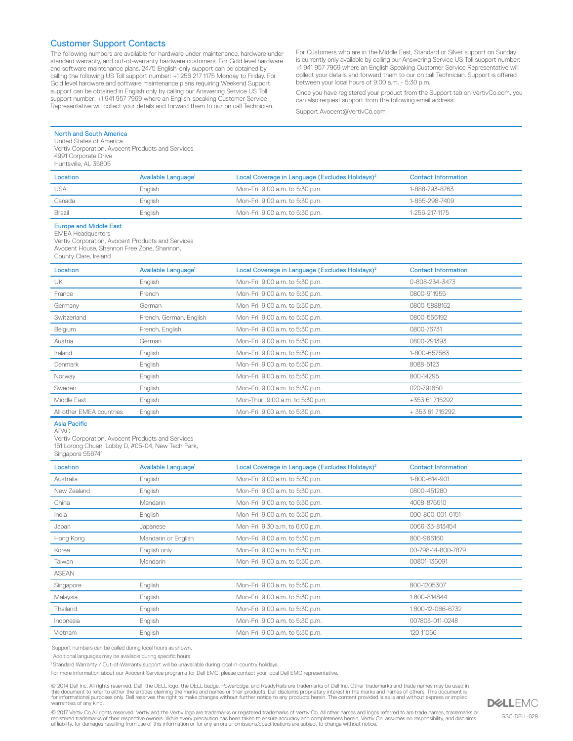## Customer Support Contacts

The following numbers are available for hardware under maintenance, hardware under standard warranty, and out-of-warranty hardware customers. For Gold level hardware and software maintenance plans, 24/5 English-only support can be obtained by calling the following US Toll support number: +1 256 217 1175 Monday to Friday. For Gold level hardware and software maintenance plans requiring Weekend Support, support can be obtained in English only by calling our Answering Service US Toll support number: +1 941 957 7969 where an English-speaking Customer Service Representative will collect your details and forward them to our on call Technician.

For Customers who are in the Middle East, Standard or Silver support on Sunday is currently only available by calling our Answering Service US Toll support number: +1 941 957 7969 where an English Speaking Customer Service Representative will collect your details and forward them to our on call Technician. Support is offered between your local hours of 9:00 a.m. - 5:30 p.m.

Once you have registered your product from the Support tab on VertivCo.com, you can also request support from the following email address:

Support.Avocent@VertivCo.com

### North and South America

United States of America
Vertiv Corporation, Avocent Products and Services
4991 Corporate Drive
Huntsville, AL 35805

| Location | Available Language[1] | Local Coverage in Language (Excludes Holidays)[2] | Contact Information |
|---|---|---|---|
| USA | English | Mon-Fri 9:00 a.m. to 5:30 p.m. | 1-888-793-8763 |
| Canada | English | Mon-Fri 9:00 a.m. to 5:30 p.m. | 1-855-298-7409 |
| Brazil | English | Mon-Fri 9:00 a.m. to 5:30 p.m. | 1-256-217-1175 |

### Europe and Middle East

EMEA Headquarters
Vertiv Corporation, Avocent Products and Services
Avocent House, Shannon Free Zone, Shannon,
County Clare, Ireland

| Location | Available Language[1] | Local Coverage in Language (Excludes Holidays)[2] | Contact Information |
|---|---|---|---|
| UK | English | Mon-Fri 9:00 a.m. to 5:30 p.m. | 0-808-234-3473 |
| France | French | Mon-Fri 9:00 a.m. to 5:30 p.m. | 0800-911955 |
| Germany | German | Mon-Fri 9:00 a.m. to 5:30 p.m. | 0800-5888162 |
| Switzerland | French, German, English | Mon-Fri 9:00 a.m. to 5:30 p.m. | 0800-556192 |
| Belgium | French, English | Mon-Fri 9:00 a.m. to 5:30 p.m. | 0800-76731 |
| Austria | German | Mon-Fri 9:00 a.m. to 5:30 p.m. | 0800-291393 |
| Ireland | English | Mon-Fri 9:00 a.m. to 5:30 p.m. | 1-800-657563 |
| Denmark | English | Mon-Fri 9:00 a.m. to 5:30 p.m. | 8088-5123 |
| Norway | English | Mon-Fri 9:00 a.m. to 5:30 p.m. | 800-14295 |
| Sweden | English | Mon-Fri 9:00 a.m. to 5:30 p.m. | 020-791650 |
| Middle East | English | Mon-Thur 9:00 a.m. to 5:30 p.m. | +353 61 715292 |
| All other EMEA countries | English | Mon-Fri 9:00 a.m. to 5:30 p.m. | + 353 61 715292 |

### Asia Pacific

APAC
Vertiv Corporation, Avocent Products and Services
151 Lorong Chuan, Lobby D, #05-04, New Tech Park,
Singapore 556741

| Location | Available Language[1] | Local Coverage in Language (Excludes Holidays)[2] | Contact Information |
|---|---|---|---|
| Australia | English | Mon-Fri 9:00 a.m. to 5:30 p.m. | 1-800-614-901 |
| New Zealand | English | Mon-Fri 9:00 a.m. to 5:30 p.m. | 0800-451280 |
| China | Mandarin | Mon-Fri 9:00 a.m. to 5:30 p.m. | 4008-876510 |
| India | English | Mon-Fri 9:00 a.m. to 5:30 p.m. | 000-800-001-6151 |
| Japan | Japanese | Mon-Fri 9:30 a.m. to 6:00 p.m. | 0066-33-813454 |
| Hong Kong | Mandarin or English | Mon-Fri 9:00 a.m. to 5:30 p.m. | 800-966160 |
| Korea | English only | Mon-Fri 9:00 a.m. to 5:30 p.m. | 00-798-14-800-7879 |
| Taiwan | Mandarin | Mon-Fri 9:00 a.m. to 5:30 p.m. | 00801-136091 |
| ASEAN | | | |
| Singapore | English | Mon-Fri 9:00 a.m. to 5:30 p.m. | 800-1205307 |
| Malaysia | English | Mon-Fri 9:00 a.m. to 5:30 p.m. | 1 800-814844 |
| Thailand | English | Mon-Fri 9:00 a.m. to 5:30 p.m. | 1 800-12-066-6732 |
| Indonesia | English | Mon-Fri 9:00 a.m. to 5:30 p.m. | 007803-011-0248 |
| Vietnam | English | Mon-Fri 9:00 a.m. to 5:30 p.m. | 120-11066 |

Support numbers can be called during local hours as shown.

[1] Additional languages may be available during specific hours.

[2] Standard Warranty / Out-of-Warranty support will be unavailable during local in-country holidays.

For more information about our Avocent Service programs for Dell EMC, please contact your local Dell EMC representative.

© 2014 Dell Inc. All rights reserved. Dell, the DELL logo, the DELL badge, PowerEdge, and ReadyRails are trademarks of Dell Inc. Other trademarks and trade names may be used in this document to refer to either the entities claiming the marks and names or their products. Dell disclaims proprietary interest in the marks and names of others. This document is for informational purposes only. Dell reserves the right to make changes without further notice to any products herein. The content provided is as is and without express or implied warranties of any kind.

© 2017 Vertiv Co.All rights reserved. Vertiv and the Vertiv logo are trademarks or registered trademarks of Vertiv Co. All other names and logos referred to are trade names, trademarks or registered trademarks of their respective owners. While every precaution has been taken to ensure accuracy and completeness herein, Vertiv Co. assumes no responsibility, and disclaims all liability, for damages resulting from use of this information or for any errors or omissions.Specifications are subject to change without notice.

DELL EMC

GSC-DELL-029